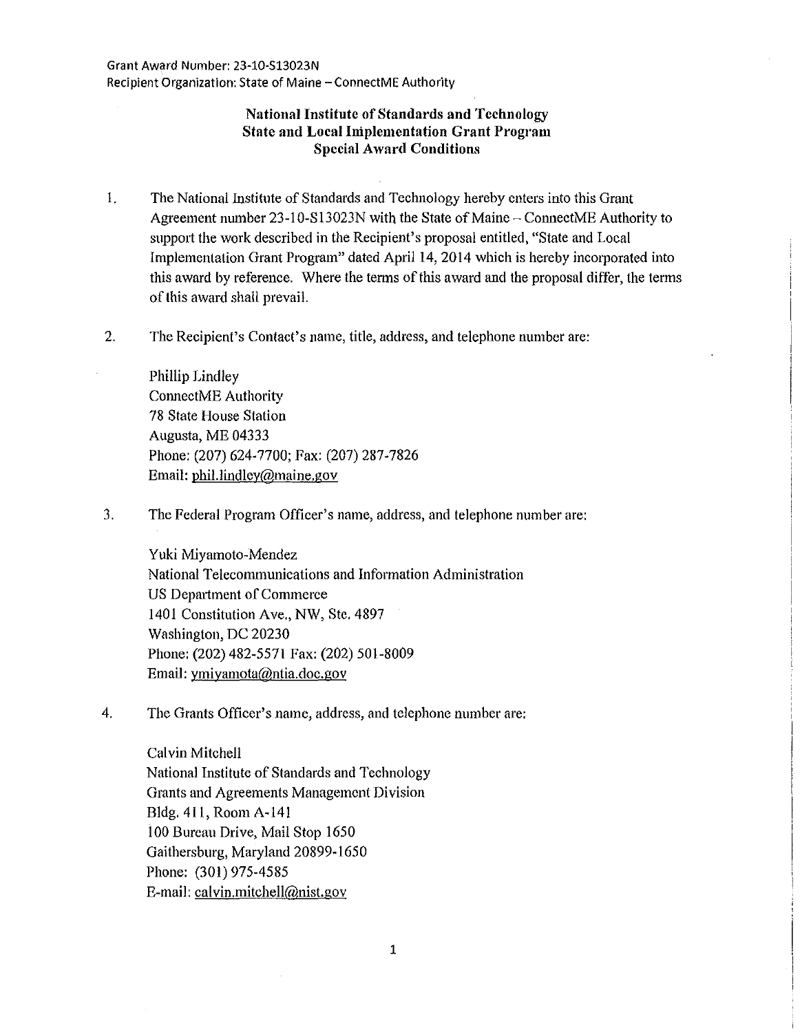Grant Award Number: 23-10-S13023N
Recipient Organization: State of Maine – ConnectME Authority

**National Institute of Standards and Technology**
**State and Local Implementation Grant Program**
**Special Award Conditions**

1. The National Institute of Standards and Technology hereby enters into this Grant Agreement number 23-10-S13023N with the State of Maine – ConnectME Authority to support the work described in the Recipient's proposal entitled, "State and Local Implementation Grant Program" dated April 14, 2014 which is hereby incorporated into this award by reference. Where the terms of this award and the proposal differ, the terms of this award shall prevail.

2. The Recipient's Contact's name, title, address, and telephone number are:

   Phillip Lindley
   ConnectME Authority
   78 State House Station
   Augusta, ME 04333
   Phone: (207) 624-7700; Fax: (207) 287-7826
   Email: phil.lindley@maine.gov

3. The Federal Program Officer's name, address, and telephone number are:

   Yuki Miyamoto-Mendez
   National Telecommunications and Information Administration
   US Department of Commerce
   1401 Constitution Ave., NW, Ste. 4897
   Washington, DC 20230
   Phone: (202) 482-5571 Fax: (202) 501-8009
   Email: ymiyamota@ntia.doc.gov

4. The Grants Officer's name, address, and telephone number are:

   Calvin Mitchell
   National Institute of Standards and Technology
   Grants and Agreements Management Division
   Bldg. 411, Room A-141
   100 Bureau Drive, Mail Stop 1650
   Gaithersburg, Maryland 20899-1650
   Phone: (301) 975-4585
   E-mail: calvin.mitchell@nist.gov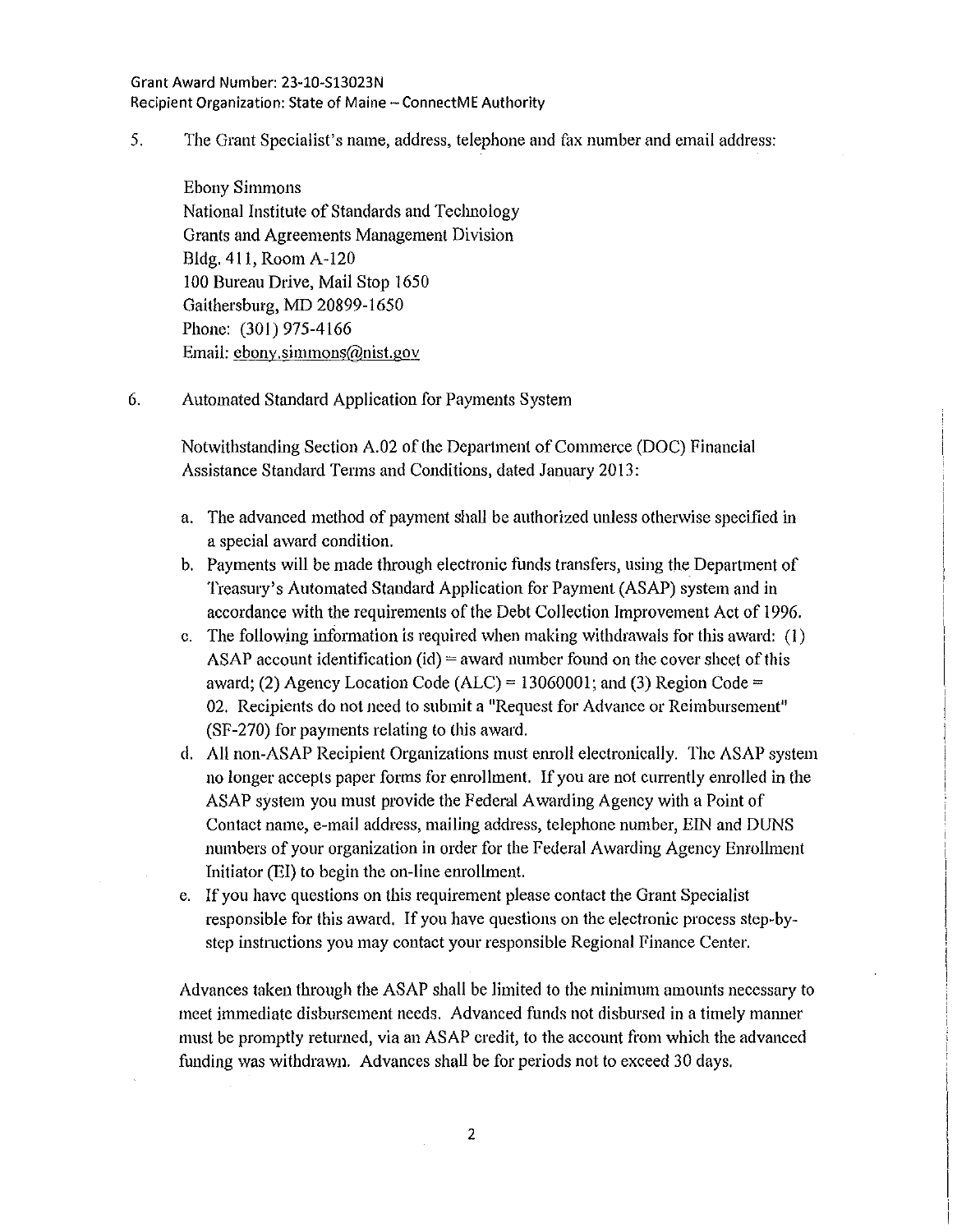5. The Grant Specialist's name, address, telephone and fax number and email address:

   Ebony Simmons
   National Institute of Standards and Technology
   Grants and Agreements Management Division
   Bldg. 411, Room A-120
   100 Bureau Drive, Mail Stop 1650
   Gaithersburg, MD 20899-1650
   Phone: (301) 975-4166
   Email: ebony.simmons@nist.gov

6. Automated Standard Application for Payments System

   Notwithstanding Section A.02 of the Department of Commerce (DOC) Financial Assistance Standard Terms and Conditions, dated January 2013:

   a. The advanced method of payment shall be authorized unless otherwise specified in a special award condition.
   b. Payments will be made through electronic funds transfers, using the Department of Treasury's Automated Standard Application for Payment (ASAP) system and in accordance with the requirements of the Debt Collection Improvement Act of 1996.
   c. The following information is required when making withdrawals for this award: (1) ASAP account identification (id) = award number found on the cover sheet of this award; (2) Agency Location Code (ALC) = 13060001; and (3) Region Code = 02. Recipients do not need to submit a "Request for Advance or Reimbursement" (SF-270) for payments relating to this award.
   d. All non-ASAP Recipient Organizations must enroll electronically. The ASAP system no longer accepts paper forms for enrollment. If you are not currently enrolled in the ASAP system you must provide the Federal Awarding Agency with a Point of Contact name, e-mail address, mailing address, telephone number, EIN and DUNS numbers of your organization in order for the Federal Awarding Agency Enrollment Initiator (EI) to begin the on-line enrollment.
   e. If you have questions on this requirement please contact the Grant Specialist responsible for this award. If you have questions on the electronic process step-by-step instructions you may contact your responsible Regional Finance Center.

   Advances taken through the ASAP shall be limited to the minimum amounts necessary to meet immediate disbursement needs. Advanced funds not disbursed in a timely manner must be promptly returned, via an ASAP credit, to the account from which the advanced funding was withdrawn. Advances shall be for periods not to exceed 30 days.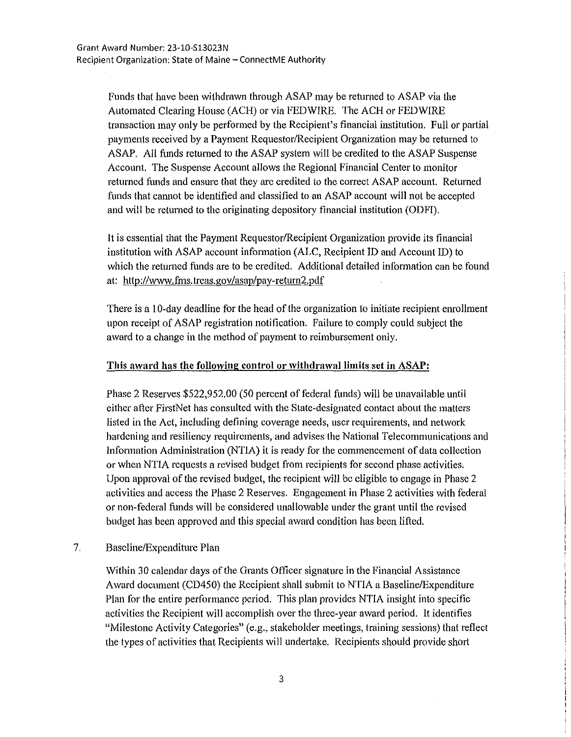Funds that have been withdrawn through ASAP may be returned to ASAP via the Automated Clearing House (ACH) or via FEDWIRE. The ACH or FEDWIRE transaction may only be performed by the Recipient's financial institution. Full or partial payments received by a Payment Requestor/Recipient Organization may be returned to ASAP. All funds returned to the ASAP system will be credited to the ASAP Suspense Account. The Suspense Account allows the Regional Financial Center to monitor returned funds and ensure that they are credited to the correct ASAP account. Returned funds that cannot be identified and classified to an ASAP account will not be accepted and will be returned to the originating depository financial institution (ODFI).

It is essential that the Payment Requestor/Recipient Organization provide its financial institution with ASAP account information (ALC, Recipient ID and Account ID) to which the returned funds are to be credited. Additional detailed information can be found at: http://www.fms.treas.gov/asap/pay-return2.pdf

There is a 10-day deadline for the head of the organization to initiate recipient enrollment upon receipt of ASAP registration notification. Failure to comply could subject the award to a change in the method of payment to reimbursement only.

**This award has the following control or withdrawal limits set in ASAP:**

Phase 2 Reserves $522,952.00 (50 percent of federal funds) will be unavailable until either after FirstNet has consulted with the State-designated contact about the matters listed in the Act, including defining coverage needs, user requirements, and network hardening and resiliency requirements, and advises the National Telecommunications and Information Administration (NTIA) it is ready for the commencement of data collection or when NTIA requests a revised budget from recipients for second phase activities. Upon approval of the revised budget, the recipient will be eligible to engage in Phase 2 activities and access the Phase 2 Reserves. Engagement in Phase 2 activities with federal or non-federal funds will be considered unallowable under the grant until the revised budget has been approved and this special award condition has been lifted.

7. Baseline/Expenditure Plan

Within 30 calendar days of the Grants Officer signature in the Financial Assistance Award document (CD450) the Recipient shall submit to NTIA a Baseline/Expenditure Plan for the entire performance period. This plan provides NTIA insight into specific activities the Recipient will accomplish over the three-year award period. It identifies "Milestone Activity Categories" (e.g., stakeholder meetings, training sessions) that reflect the types of activities that Recipients will undertake. Recipients should provide short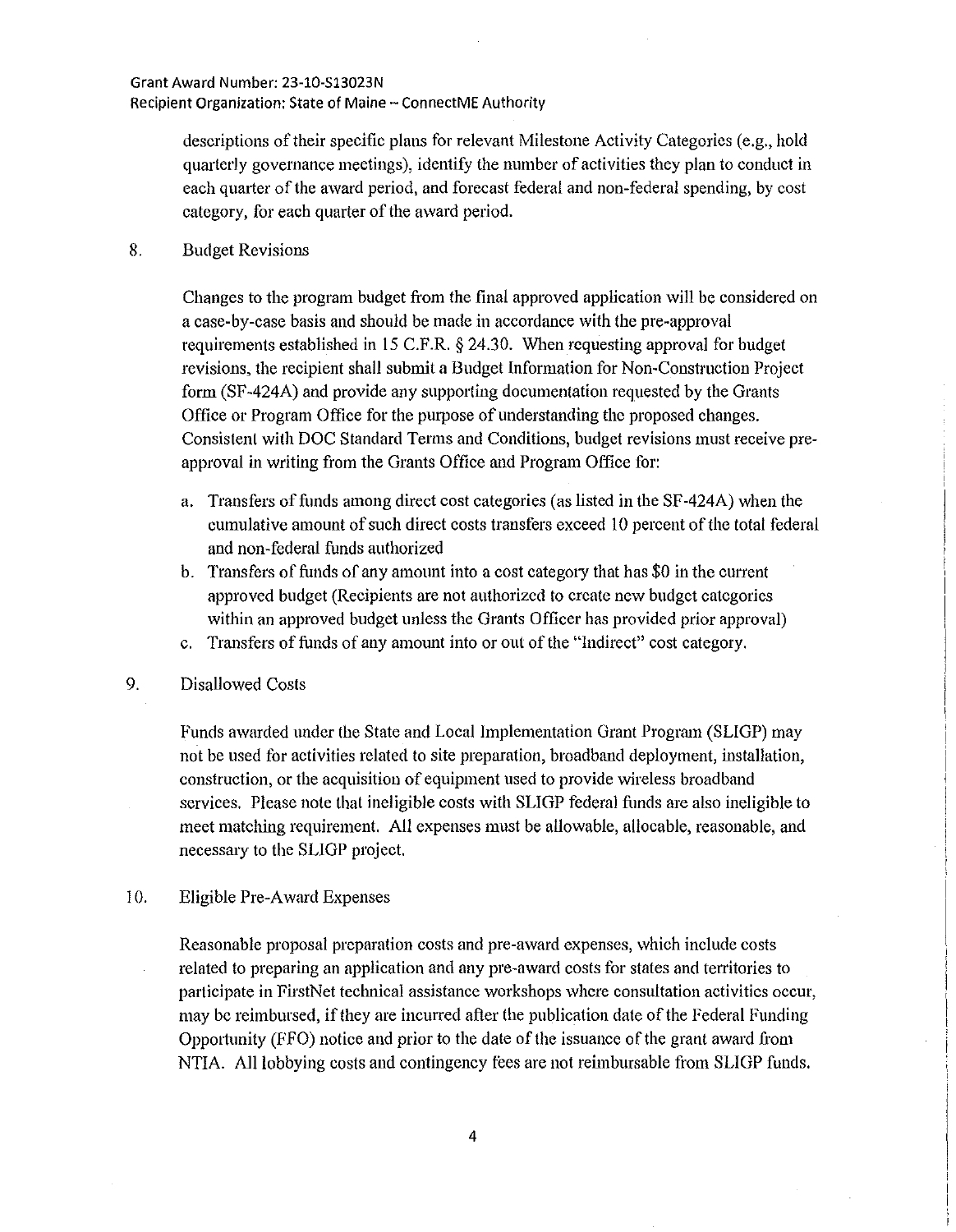descriptions of their specific plans for relevant Milestone Activity Categories (e.g., hold quarterly governance meetings), identify the number of activities they plan to conduct in each quarter of the award period, and forecast federal and non-federal spending, by cost category, for each quarter of the award period.

8. Budget Revisions

Changes to the program budget from the final approved application will be considered on a case-by-case basis and should be made in accordance with the pre-approval requirements established in 15 C.F.R. § 24.30. When requesting approval for budget revisions, the recipient shall submit a Budget Information for Non-Construction Project form (SF-424A) and provide any supporting documentation requested by the Grants Office or Program Office for the purpose of understanding the proposed changes. Consistent with DOC Standard Terms and Conditions, budget revisions must receive pre-approval in writing from the Grants Office and Program Office for:

a. Transfers of funds among direct cost categories (as listed in the SF-424A) when the cumulative amount of such direct costs transfers exceed 10 percent of the total federal and non-federal funds authorized
b. Transfers of funds of any amount into a cost category that has $0 in the current approved budget (Recipients are not authorized to create new budget categories within an approved budget unless the Grants Officer has provided prior approval)
c. Transfers of funds of any amount into or out of the "Indirect" cost category.

9. Disallowed Costs

Funds awarded under the State and Local Implementation Grant Program (SLIGP) may not be used for activities related to site preparation, broadband deployment, installation, construction, or the acquisition of equipment used to provide wireless broadband services. Please note that ineligible costs with SLIGP federal funds are also ineligible to meet matching requirement. All expenses must be allowable, allocable, reasonable, and necessary to the SLIGP project.

10. Eligible Pre-Award Expenses

Reasonable proposal preparation costs and pre-award expenses, which include costs related to preparing an application and any pre-award costs for states and territories to participate in FirstNet technical assistance workshops where consultation activities occur, may be reimbursed, if they are incurred after the publication date of the Federal Funding Opportunity (FFO) notice and prior to the date of the issuance of the grant award from NTIA. All lobbying costs and contingency fees are not reimbursable from SLIGP funds.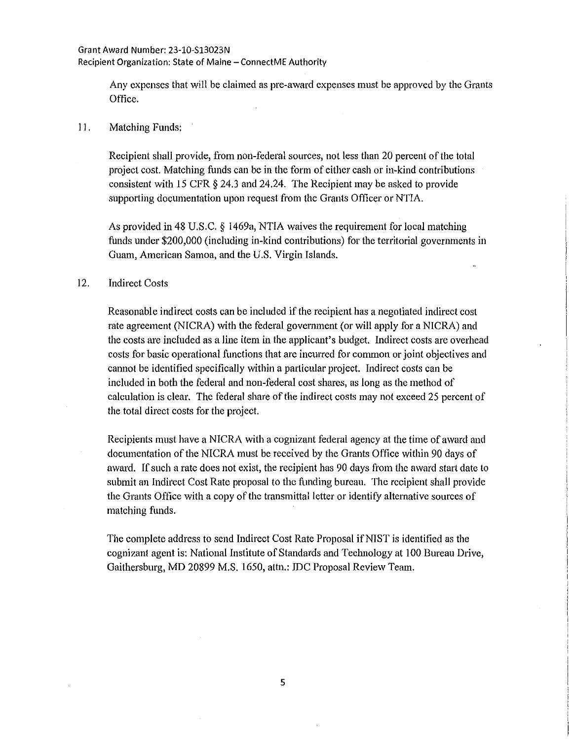Any expenses that will be claimed as pre-award expenses must be approved by the Grants Office.

11. Matching Funds:

    Recipient shall provide, from non-federal sources, not less than 20 percent of the total project cost. Matching funds can be in the form of either cash or in-kind contributions consistent with 15 CFR § 24.3 and 24.24. The Recipient may be asked to provide supporting documentation upon request from the Grants Officer or NTIA.

    As provided in 48 U.S.C. § 1469a, NTIA waives the requirement for local matching funds under $200,000 (including in-kind contributions) for the territorial governments in Guam, American Samoa, and the U.S. Virgin Islands.

12. Indirect Costs

    Reasonable indirect costs can be included if the recipient has a negotiated indirect cost rate agreement (NICRA) with the federal government (or will apply for a NICRA) and the costs are included as a line item in the applicant's budget. Indirect costs are overhead costs for basic operational functions that are incurred for common or joint objectives and cannot be identified specifically within a particular project. Indirect costs can be included in both the federal and non-federal cost shares, as long as the method of calculation is clear. The federal share of the indirect costs may not exceed 25 percent of the total direct costs for the project.

    Recipients must have a NICRA with a cognizant federal agency at the time of award and documentation of the NICRA must be received by the Grants Office within 90 days of award. If such a rate does not exist, the recipient has 90 days from the award start date to submit an Indirect Cost Rate proposal to the funding bureau. The recipient shall provide the Grants Office with a copy of the transmittal letter or identify alternative sources of matching funds.

    The complete address to send Indirect Cost Rate Proposal if NIST is identified as the cognizant agent is: National Institute of Standards and Technology at 100 Bureau Drive, Gaithersburg, MD 20899 M.S. 1650, attn.: IDC Proposal Review Team.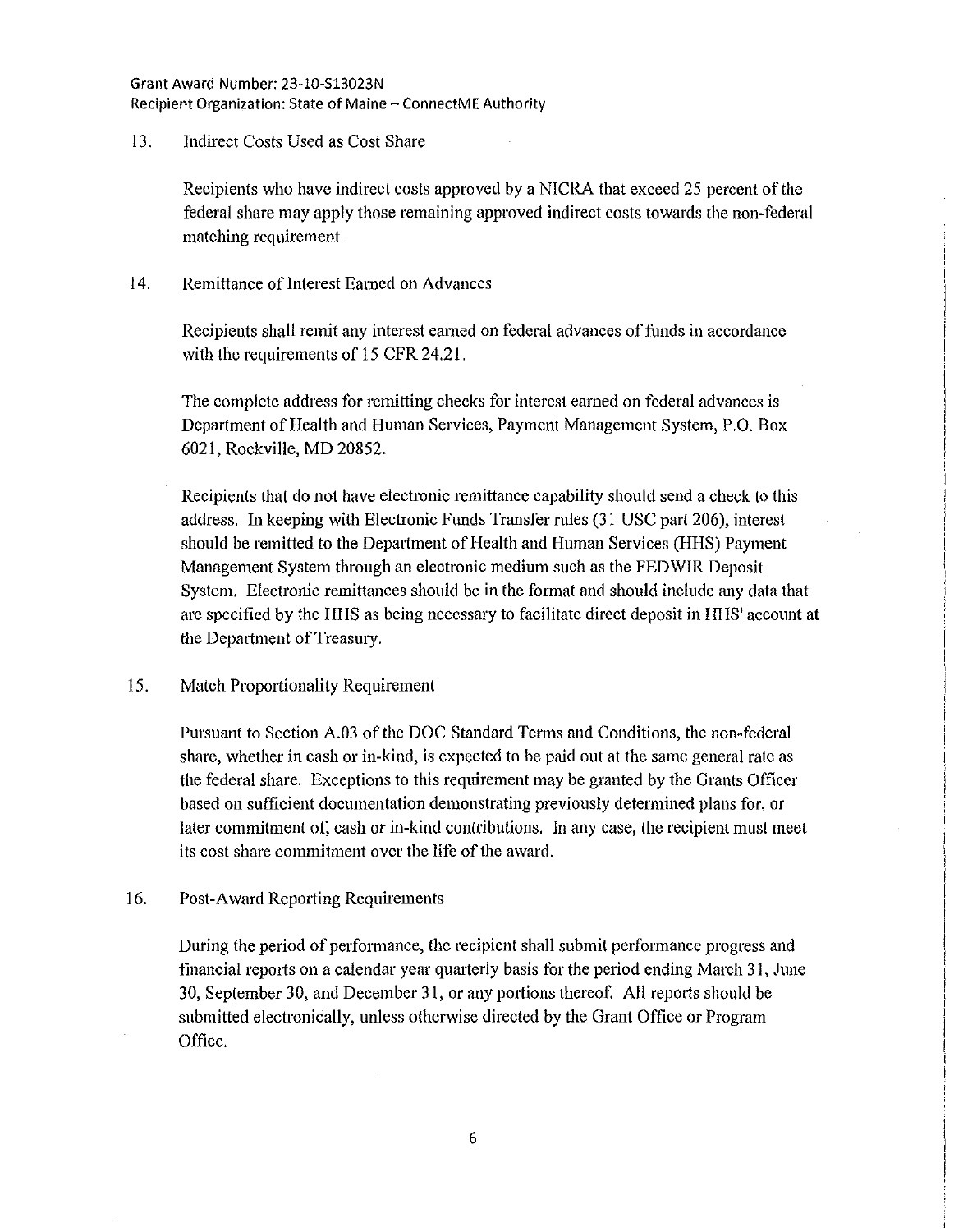13. Indirect Costs Used as Cost Share

    Recipients who have indirect costs approved by a NICRA that exceed 25 percent of the federal share may apply those remaining approved indirect costs towards the non-federal matching requirement.

14. Remittance of Interest Earned on Advances

    Recipients shall remit any interest earned on federal advances of funds in accordance with the requirements of 15 CFR 24.21.

    The complete address for remitting checks for interest earned on federal advances is Department of Health and Human Services, Payment Management System, P.O. Box 6021, Rockville, MD 20852.

    Recipients that do not have electronic remittance capability should send a check to this address. In keeping with Electronic Funds Transfer rules (31 USC part 206), interest should be remitted to the Department of Health and Human Services (HHS) Payment Management System through an electronic medium such as the FEDWIR Deposit System. Electronic remittances should be in the format and should include any data that are specified by the HHS as being necessary to facilitate direct deposit in HHS' account at the Department of Treasury.

15. Match Proportionality Requirement

    Pursuant to Section A.03 of the DOC Standard Terms and Conditions, the non-federal share, whether in cash or in-kind, is expected to be paid out at the same general rate as the federal share. Exceptions to this requirement may be granted by the Grants Officer based on sufficient documentation demonstrating previously determined plans for, or later commitment of, cash or in-kind contributions. In any case, the recipient must meet its cost share commitment over the life of the award.

16. Post-Award Reporting Requirements

    During the period of performance, the recipient shall submit performance progress and financial reports on a calendar year quarterly basis for the period ending March 31, June 30, September 30, and December 31, or any portions thereof. All reports should be submitted electronically, unless otherwise directed by the Grant Office or Program Office.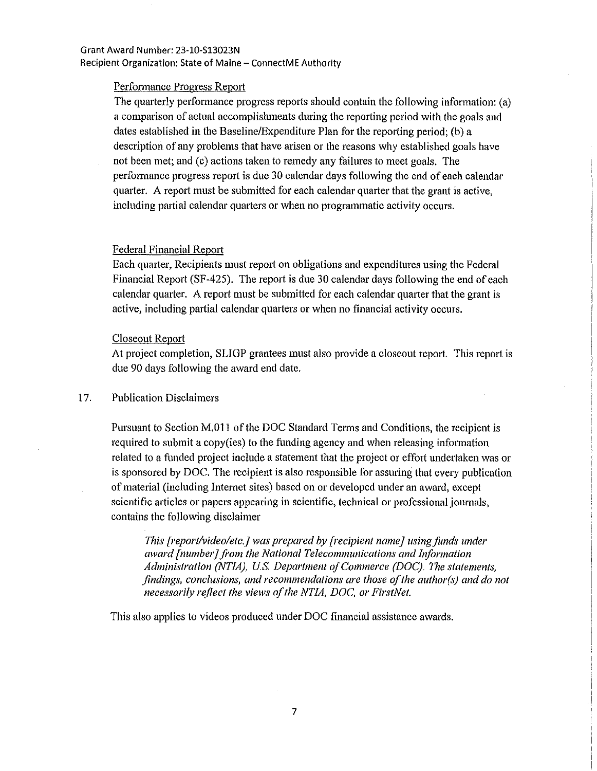Performance Progress Report

The quarterly performance progress reports should contain the following information: (a) a comparison of actual accomplishments during the reporting period with the goals and dates established in the Baseline/Expenditure Plan for the reporting period; (b) a description of any problems that have arisen or the reasons why established goals have not been met; and (c) actions taken to remedy any failures to meet goals. The performance progress report is due 30 calendar days following the end of each calendar quarter. A report must be submitted for each calendar quarter that the grant is active, including partial calendar quarters or when no programmatic activity occurs.

Federal Financial Report

Each quarter, Recipients must report on obligations and expenditures using the Federal Financial Report (SF-425). The report is due 30 calendar days following the end of each calendar quarter. A report must be submitted for each calendar quarter that the grant is active, including partial calendar quarters or when no financial activity occurs.

Closeout Report

At project completion, SLIGP grantees must also provide a closeout report. This report is due 90 days following the award end date.

17. Publication Disclaimers

Pursuant to Section M.011 of the DOC Standard Terms and Conditions, the recipient is required to submit a copy(ies) to the funding agency and when releasing information related to a funded project include a statement that the project or effort undertaken was or is sponsored by DOC. The recipient is also responsible for assuring that every publication of material (including Internet sites) based on or developed under an award, except scientific articles or papers appearing in scientific, technical or professional journals, contains the following disclaimer

> *This [report/video/etc.] was prepared by [recipient name] using funds under award [number] from the National Telecommunications and Information Administration (NTIA), U.S. Department of Commerce (DOC). The statements, findings, conclusions, and recommendations are those of the author(s) and do not necessarily reflect the views of the NTIA, DOC, or FirstNet.*

This also applies to videos produced under DOC financial assistance awards.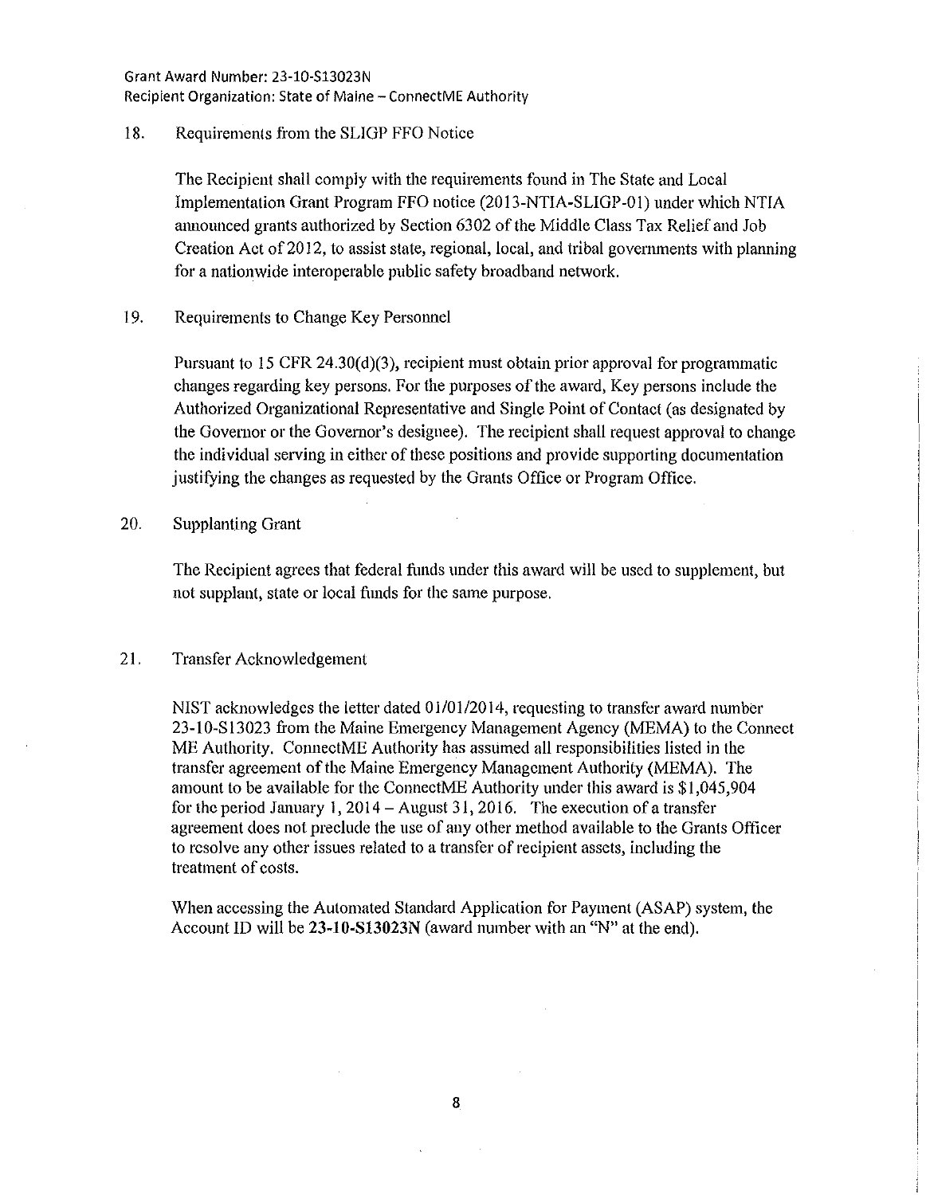18. Requirements from the SLIGP FFO Notice

    The Recipient shall comply with the requirements found in The State and Local Implementation Grant Program FFO notice (2013-NTIA-SLIGP-01) under which NTIA announced grants authorized by Section 6302 of the Middle Class Tax Relief and Job Creation Act of 2012, to assist state, regional, local, and tribal governments with planning for a nationwide interoperable public safety broadband network.

19. Requirements to Change Key Personnel

    Pursuant to 15 CFR 24.30(d)(3), recipient must obtain prior approval for programmatic changes regarding key persons. For the purposes of the award, Key persons include the Authorized Organizational Representative and Single Point of Contact (as designated by the Governor or the Governor's designee). The recipient shall request approval to change the individual serving in either of these positions and provide supporting documentation justifying the changes as requested by the Grants Office or Program Office.

20. Supplanting Grant

    The Recipient agrees that federal funds under this award will be used to supplement, but not supplant, state or local funds for the same purpose.

21. Transfer Acknowledgement

    NIST acknowledges the letter dated 01/01/2014, requesting to transfer award number 23-10-S13023 from the Maine Emergency Management Agency (MEMA) to the Connect ME Authority. ConnectME Authority has assumed all responsibilities listed in the transfer agreement of the Maine Emergency Management Authority (MEMA). The amount to be available for the ConnectME Authority under this award is $1,045,904 for the period January 1, 2014 – August 31, 2016. The execution of a transfer agreement does not preclude the use of any other method available to the Grants Officer to resolve any other issues related to a transfer of recipient assets, including the treatment of costs.

    When accessing the Automated Standard Application for Payment (ASAP) system, the Account ID will be **23-10-S13023N** (award number with an "N" at the end).